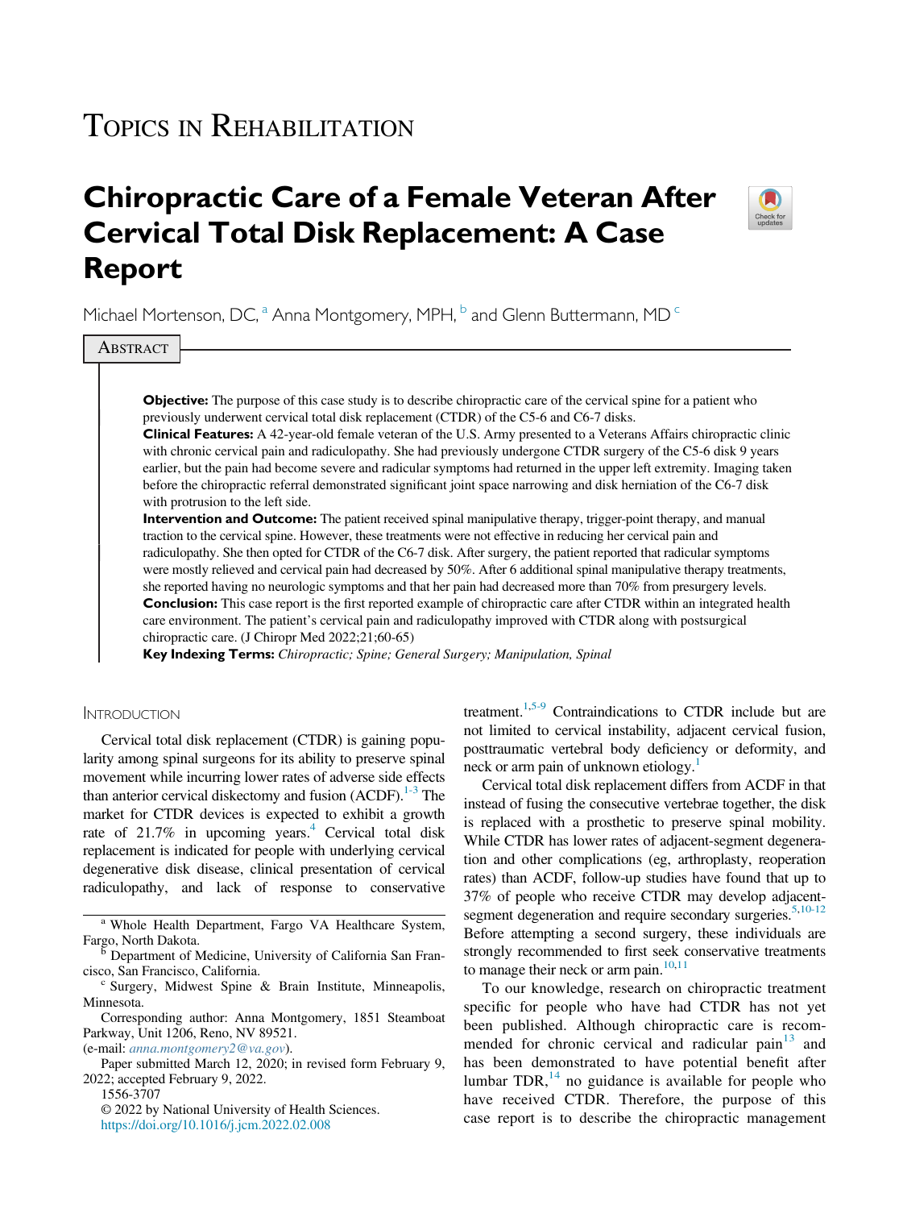Topics in Rehabilitation

# Chiropractic Care of a Female Veteran After Cervical Total Disk Replacement: A Case Report

Michael Mortenson, DC,[a] Anna Montgomery, MPH,[b] and Glenn Buttermann, MD[c]

## Abstract

**Objective:** The purpose of this case study is to describe chiropractic care of the cervical spine for a patient who previously underwent cervical total disk replacement (CTDR) of the C5-6 and C6-7 disks.

**Clinical Features:** A 42-year-old female veteran of the U.S. Army presented to a Veterans Affairs chiropractic clinic with chronic cervical pain and radiculopathy. She had previously undergone CTDR surgery of the C5-6 disk 9 years earlier, but the pain had become severe and radicular symptoms had returned in the upper left extremity. Imaging taken before the chiropractic referral demonstrated significant joint space narrowing and disk herniation of the C6-7 disk with protrusion to the left side.

**Intervention and Outcome:** The patient received spinal manipulative therapy, trigger-point therapy, and manual traction to the cervical spine. However, these treatments were not effective in reducing her cervical pain and radiculopathy. She then opted for CTDR of the C6-7 disk. After surgery, the patient reported that radicular symptoms were mostly relieved and cervical pain had decreased by 50%. After 6 additional spinal manipulative therapy treatments, she reported having no neurologic symptoms and that her pain had decreased more than 70% from presurgery levels.

**Conclusion:** This case report is the first reported example of chiropractic care after CTDR within an integrated health care environment. The patient's cervical pain and radiculopathy improved with CTDR along with postsurgical chiropractic care. (J Chiropr Med 2022;21;60-65)

**Key Indexing Terms:** *Chiropractic; Spine; General Surgery; Manipulation, Spinal*

## Introduction

Cervical total disk replacement (CTDR) is gaining popularity among spinal surgeons for its ability to preserve spinal movement while incurring lower rates of adverse side effects than anterior cervical diskectomy and fusion (ACDF).[1-3] The market for CTDR devices is expected to exhibit a growth rate of 21.7% in upcoming years.[4] Cervical total disk replacement is indicated for people with underlying cervical degenerative disk disease, clinical presentation of cervical radiculopathy, and lack of response to conservative treatment.[1,5-9] Contraindications to CTDR include but are not limited to cervical instability, adjacent cervical fusion, posttraumatic vertebral body deficiency or deformity, and neck or arm pain of unknown etiology.[1]

Cervical total disk replacement differs from ACDF in that instead of fusing the consecutive vertebrae together, the disk is replaced with a prosthetic to preserve spinal mobility. While CTDR has lower rates of adjacent-segment degeneration and other complications (eg, arthroplasty, reoperation rates) than ACDF, follow-up studies have found that up to 37% of people who receive CTDR may develop adjacent-segment degeneration and require secondary surgeries.[5,10-12] Before attempting a second surgery, these individuals are strongly recommended to first seek conservative treatments to manage their neck or arm pain.[10,11]

To our knowledge, research on chiropractic treatment specific for people who have had CTDR has not yet been published. Although chiropractic care is recommended for chronic cervical and radicular pain[13] and has been demonstrated to have potential benefit after lumbar TDR,[14] no guidance is available for people who have received CTDR. Therefore, the purpose of this case report is to describe the chiropractic management

---

[a] Whole Health Department, Fargo VA Healthcare System, Fargo, North Dakota.

[b] Department of Medicine, University of California San Francisco, San Francisco, California.

[c] Surgery, Midwest Spine & Brain Institute, Minneapolis, Minnesota.

Corresponding author: Anna Montgomery, 1851 Steamboat Parkway, Unit 1206, Reno, NV 89521.
(e-mail: anna.montgomery2@va.gov).

Paper submitted March 12, 2020; in revised form February 9, 2022; accepted February 9, 2022.

1556-3707

© 2022 by National University of Health Sciences.

https://doi.org/10.1016/j.jcm.2022.02.008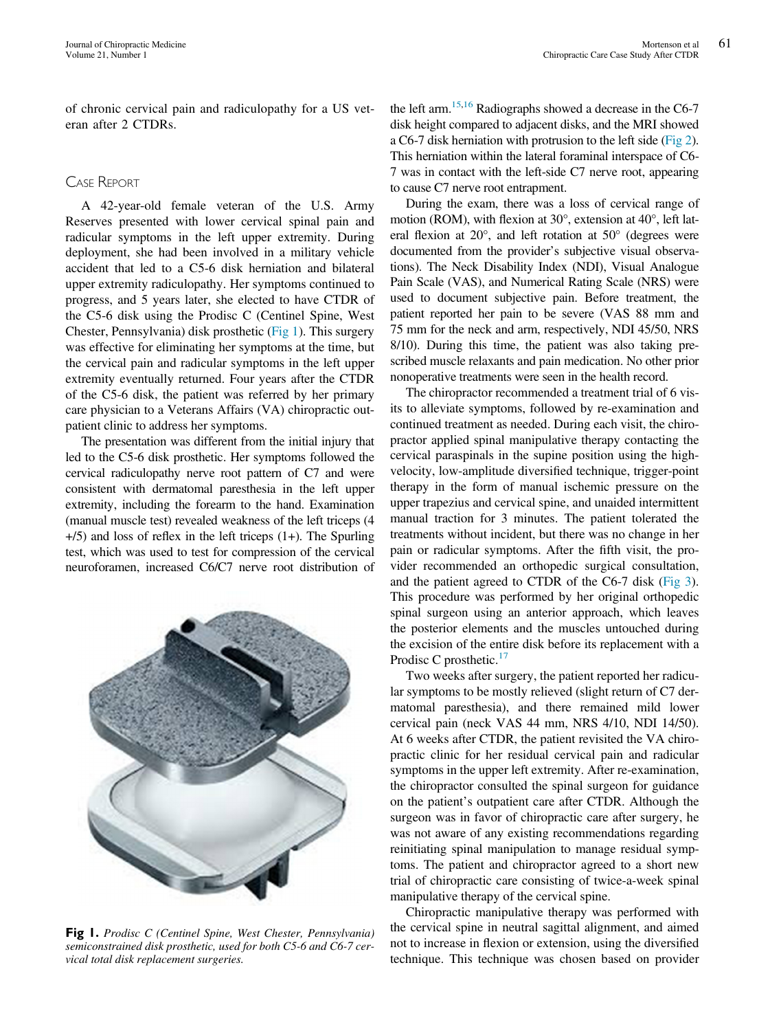of chronic cervical pain and radiculopathy for a US veteran after 2 CTDRs.

## Case Report

A 42-year-old female veteran of the U.S. Army Reserves presented with lower cervical spinal pain and radicular symptoms in the left upper extremity. During deployment, she had been involved in a military vehicle accident that led to a C5-6 disk herniation and bilateral upper extremity radiculopathy. Her symptoms continued to progress, and 5 years later, she elected to have CTDR of the C5-6 disk using the Prodisc C (Centinel Spine, West Chester, Pennsylvania) disk prosthetic (Fig 1). This surgery was effective for eliminating her symptoms at the time, but the cervical pain and radicular symptoms in the left upper extremity eventually returned. Four years after the CTDR of the C5-6 disk, the patient was referred by her primary care physician to a Veterans Affairs (VA) chiropractic outpatient clinic to address her symptoms.

The presentation was different from the initial injury that led to the C5-6 disk prosthetic. Her symptoms followed the cervical radiculopathy nerve root pattern of C7 and were consistent with dermatomal paresthesia in the left upper extremity, including the forearm to the hand. Examination (manual muscle test) revealed weakness of the left triceps (4+/5) and loss of reflex in the left triceps (1+). The Spurling test, which was used to test for compression of the cervical neuroforamen, increased C6/C7 nerve root distribution of the left arm.[15,16] Radiographs showed a decrease in the C6-7 disk height compared to adjacent disks, and the MRI showed a C6-7 disk herniation with protrusion to the left side (Fig 2). This herniation within the lateral foraminal interspace of C6-7 was in contact with the left-side C7 nerve root, appearing to cause C7 nerve root entrapment.

**Fig 1.** *Prodisc C (Centinel Spine, West Chester, Pennsylvania) semiconstrained disk prosthetic, used for both C5-6 and C6-7 cervical total disk replacement surgeries.*

During the exam, there was a loss of cervical range of motion (ROM), with flexion at 30°, extension at 40°, left lateral flexion at 20°, and left rotation at 50° (degrees were documented from the provider's subjective visual observations). The Neck Disability Index (NDI), Visual Analogue Pain Scale (VAS), and Numerical Rating Scale (NRS) were used to document subjective pain. Before treatment, the patient reported her pain to be severe (VAS 88 mm and 75 mm for the neck and arm, respectively, NDI 45/50, NRS 8/10). During this time, the patient was also taking prescribed muscle relaxants and pain medication. No other prior nonoperative treatments were seen in the health record.

The chiropractor recommended a treatment trial of 6 visits to alleviate symptoms, followed by re-examination and continued treatment as needed. During each visit, the chiropractor applied spinal manipulative therapy contacting the cervical paraspinals in the supine position using the high-velocity, low-amplitude diversified technique, trigger-point therapy in the form of manual ischemic pressure on the upper trapezius and cervical spine, and unaided intermittent manual traction for 3 minutes. The patient tolerated the treatments without incident, but there was no change in her pain or radicular symptoms. After the fifth visit, the provider recommended an orthopedic surgical consultation, and the patient agreed to CTDR of the C6-7 disk (Fig 3). This procedure was performed by her original orthopedic spinal surgeon using an anterior approach, which leaves the posterior elements and the muscles untouched during the excision of the entire disk before its replacement with a Prodisc C prosthetic.[17]

Two weeks after surgery, the patient reported her radicular symptoms to be mostly relieved (slight return of C7 dermatomal paresthesia), and there remained mild lower cervical pain (neck VAS 44 mm, NRS 4/10, NDI 14/50). At 6 weeks after CTDR, the patient revisited the VA chiropractic clinic for her residual cervical pain and radicular symptoms in the upper left extremity. After re-examination, the chiropractor consulted the spinal surgeon for guidance on the patient's outpatient care after CTDR. Although the surgeon was in favor of chiropractic care after surgery, he was not aware of any existing recommendations regarding reinitiating spinal manipulation to manage residual symptoms. The patient and chiropractor agreed to a short new trial of chiropractic care consisting of twice-a-week spinal manipulative therapy of the cervical spine.

Chiropractic manipulative therapy was performed with the cervical spine in neutral sagittal alignment, and aimed not to increase in flexion or extension, using the diversified technique. This technique was chosen based on provider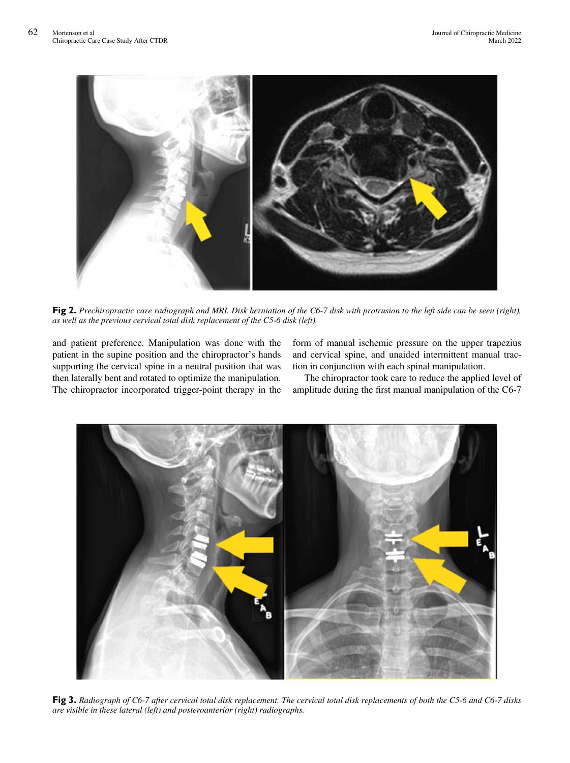**Fig 2.** *Prechiropractic care radiograph and MRI. Disk herniation of the C6-7 disk with protrusion to the left side can be seen (right), as well as the previous cervical total disk replacement of the C5-6 disk (left).*

and patient preference. Manipulation was done with the patient in the supine position and the chiropractor's hands supporting the cervical spine in a neutral position that was then laterally bent and rotated to optimize the manipulation. The chiropractor incorporated trigger-point therapy in the form of manual ischemic pressure on the upper trapezius and cervical spine, and unaided intermittent manual traction in conjunction with each spinal manipulation.

The chiropractor took care to reduce the applied level of amplitude during the first manual manipulation of the C6-7

**Fig 3.** *Radiograph of C6-7 after cervical total disk replacement. The cervical total disk replacements of both the C5-6 and C6-7 disks are visible in these lateral (left) and posteroanterior (right) radiographs.*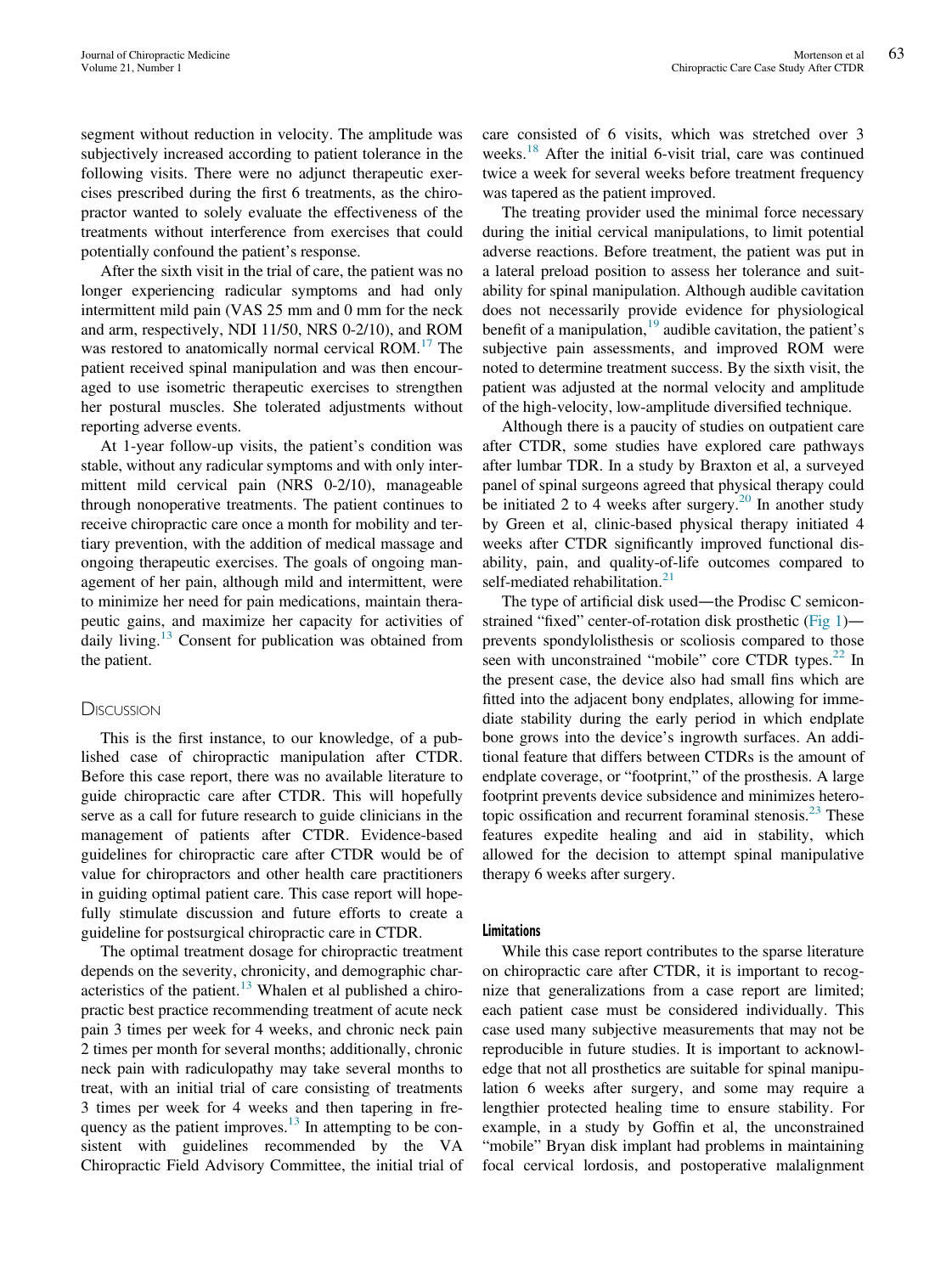segment without reduction in velocity. The amplitude was subjectively increased according to patient tolerance in the following visits. There were no adjunct therapeutic exercises prescribed during the first 6 treatments, as the chiropractor wanted to solely evaluate the effectiveness of the treatments without interference from exercises that could potentially confound the patient's response.

After the sixth visit in the trial of care, the patient was no longer experiencing radicular symptoms and had only intermittent mild pain (VAS 25 mm and 0 mm for the neck and arm, respectively, NDI 11/50, NRS 0-2/10), and ROM was restored to anatomically normal cervical ROM.[17] The patient received spinal manipulation and was then encouraged to use isometric therapeutic exercises to strengthen her postural muscles. She tolerated adjustments without reporting adverse events.

At 1-year follow-up visits, the patient's condition was stable, without any radicular symptoms and with only intermittent mild cervical pain (NRS 0-2/10), manageable through nonoperative treatments. The patient continues to receive chiropractic care once a month for mobility and tertiary prevention, with the addition of medical massage and ongoing therapeutic exercises. The goals of ongoing management of her pain, although mild and intermittent, were to minimize her need for pain medications, maintain therapeutic gains, and maximize her capacity for activities of daily living.[13] Consent for publication was obtained from the patient.

## Discussion

This is the first instance, to our knowledge, of a published case of chiropractic manipulation after CTDR. Before this case report, there was no available literature to guide chiropractic care after CTDR. This will hopefully serve as a call for future research to guide clinicians in the management of patients after CTDR. Evidence-based guidelines for chiropractic care after CTDR would be of value for chiropractors and other health care practitioners in guiding optimal patient care. This case report will hopefully stimulate discussion and future efforts to create a guideline for postsurgical chiropractic care in CTDR.

The optimal treatment dosage for chiropractic treatment depends on the severity, chronicity, and demographic characteristics of the patient.[13] Whalen et al published a chiropractic best practice recommending treatment of acute neck pain 3 times per week for 4 weeks, and chronic neck pain 2 times per month for several months; additionally, chronic neck pain with radiculopathy may take several months to treat, with an initial trial of care consisting of treatments 3 times per week for 4 weeks and then tapering in frequency as the patient improves.[13] In attempting to be consistent with guidelines recommended by the VA Chiropractic Field Advisory Committee, the initial trial of care consisted of 6 visits, which was stretched over 3 weeks.[18] After the initial 6-visit trial, care was continued twice a week for several weeks before treatment frequency was tapered as the patient improved.

The treating provider used the minimal force necessary during the initial cervical manipulations, to limit potential adverse reactions. Before treatment, the patient was put in a lateral preload position to assess her tolerance and suitability for spinal manipulation. Although audible cavitation does not necessarily provide evidence for physiological benefit of a manipulation,[19] audible cavitation, the patient's subjective pain assessments, and improved ROM were noted to determine treatment success. By the sixth visit, the patient was adjusted at the normal velocity and amplitude of the high-velocity, low-amplitude diversified technique.

Although there is a paucity of studies on outpatient care after CTDR, some studies have explored care pathways after lumbar TDR. In a study by Braxton et al, a surveyed panel of spinal surgeons agreed that physical therapy could be initiated 2 to 4 weeks after surgery.[20] In another study by Green et al, clinic-based physical therapy initiated 4 weeks after CTDR significantly improved functional disability, pain, and quality-of-life outcomes compared to self-mediated rehabilitation.[21]

The type of artificial disk used—the Prodisc C semiconstrained "fixed" center-of-rotation disk prosthetic (Fig 1)—prevents spondylolisthesis or scoliosis compared to those seen with unconstrained "mobile" core CTDR types.[22] In the present case, the device also had small fins which are fitted into the adjacent bony endplates, allowing for immediate stability during the early period in which endplate bone grows into the device's ingrowth surfaces. An additional feature that differs between CTDRs is the amount of endplate coverage, or "footprint," of the prosthesis. A large footprint prevents device subsidence and minimizes heterotopic ossification and recurrent foraminal stenosis.[23] These features expedite healing and aid in stability, which allowed for the decision to attempt spinal manipulative therapy 6 weeks after surgery.

### Limitations

While this case report contributes to the sparse literature on chiropractic care after CTDR, it is important to recognize that generalizations from a case report are limited; each patient case must be considered individually. This case used many subjective measurements that may not be reproducible in future studies. It is important to acknowledge that not all prosthetics are suitable for spinal manipulation 6 weeks after surgery, and some may require a lengthier protected healing time to ensure stability. For example, in a study by Goffin et al, the unconstrained "mobile" Bryan disk implant had problems in maintaining focal cervical lordosis, and postoperative malalignment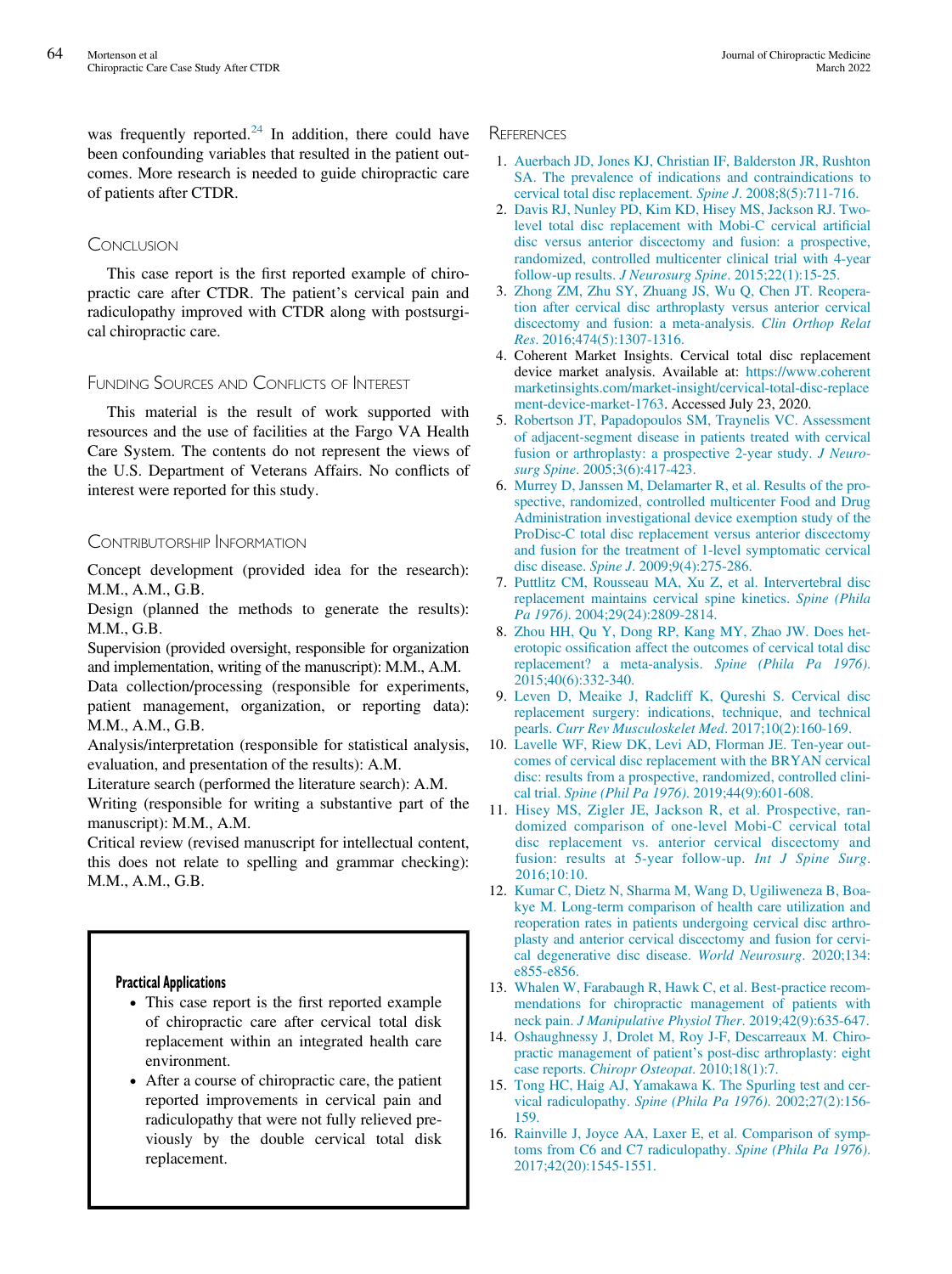was frequently reported.[24] In addition, there could have been confounding variables that resulted in the patient outcomes. More research is needed to guide chiropractic care of patients after CTDR.

## Conclusion

This case report is the first reported example of chiropractic care after CTDR. The patient's cervical pain and radiculopathy improved with CTDR along with postsurgical chiropractic care.

## Funding Sources and Conflicts of Interest

This material is the result of work supported with resources and the use of facilities at the Fargo VA Health Care System. The contents do not represent the views of the U.S. Department of Veterans Affairs. No conflicts of interest were reported for this study.

## Contributorship Information

Concept development (provided idea for the research): M.M., A.M., G.B.

Design (planned the methods to generate the results): M.M., G.B.

Supervision (provided oversight, responsible for organization and implementation, writing of the manuscript): M.M., A.M.

Data collection/processing (responsible for experiments, patient management, organization, or reporting data): M.M., A.M., G.B.

Analysis/interpretation (responsible for statistical analysis, evaluation, and presentation of the results): A.M.

Literature search (performed the literature search): A.M.

Writing (responsible for writing a substantive part of the manuscript): M.M., A.M.

Critical review (revised manuscript for intellectual content, this does not relate to spelling and grammar checking): M.M., A.M., G.B.

**Practical Applications**

- This case report is the first reported example of chiropractic care after cervical total disk replacement within an integrated health care environment.
- After a course of chiropractic care, the patient reported improvements in cervical pain and radiculopathy that were not fully relieved previously by the double cervical total disk replacement.

## References

1. Auerbach JD, Jones KJ, Christian IF, Balderston JR, Rushton SA. The prevalence of indications and contraindications to cervical total disc replacement. *Spine J*. 2008;8(5):711-716.
2. Davis RJ, Nunley PD, Kim KD, Hisey MS, Jackson RJ. Two-level total disc replacement with Mobi-C cervical artificial disc versus anterior discectomy and fusion: a prospective, randomized, controlled multicenter clinical trial with 4-year follow-up results. *J Neurosurg Spine*. 2015;22(1):15-25.
3. Zhong ZM, Zhu SY, Zhuang JS, Wu Q, Chen JT. Reoperation after cervical disc arthroplasty versus anterior cervical discectomy and fusion: a meta-analysis. *Clin Orthop Relat Res*. 2016;474(5):1307-1316.
4. Coherent Market Insights. Cervical total disc replacement device market analysis. Available at: https://www.coherentmarketinsights.com/market-insight/cervical-total-disc-replacement-device-market-1763. Accessed July 23, 2020.
5. Robertson JT, Papadopoulos SM, Traynelis VC. Assessment of adjacent-segment disease in patients treated with cervical fusion or arthroplasty: a prospective 2-year study. *J Neurosurg Spine*. 2005;3(6):417-423.
6. Murrey D, Janssen M, Delamarter R, et al. Results of the prospective, randomized, controlled multicenter Food and Drug Administration investigational device exemption study of the ProDisc-C total disc replacement versus anterior discectomy and fusion for the treatment of 1-level symptomatic cervical disc disease. *Spine J*. 2009;9(4):275-286.
7. Puttlitz CM, Rousseau MA, Xu Z, et al. Intervertebral disc replacement maintains cervical spine kinetics. *Spine (Phila Pa 1976)*. 2004;29(24):2809-2814.
8. Zhou HH, Qu Y, Dong RP, Kang MY, Zhao JW. Does heterotopic ossification affect the outcomes of cervical total disc replacement? a meta-analysis. *Spine (Phila Pa 1976)*. 2015;40(6):332-340.
9. Leven D, Meaike J, Radcliff K, Qureshi S. Cervical disc replacement surgery: indications, technique, and technical pearls. *Curr Rev Musculoskelet Med*. 2017;10(2):160-169.
10. Lavelle WF, Riew DK, Levi AD, Florman JE. Ten-year outcomes of cervical disc replacement with the BRYAN cervical disc: results from a prospective, randomized, controlled clinical trial. *Spine (Phil Pa 1976)*. 2019;44(9):601-608.
11. Hisey MS, Zigler JE, Jackson R, et al. Prospective, randomized comparison of one-level Mobi-C cervical total disc replacement vs. anterior cervical discectomy and fusion: results at 5-year follow-up. *Int J Spine Surg*. 2016;10:10.
12. Kumar C, Dietz N, Sharma M, Wang D, Ugiliweneza B, Boakye M. Long-term comparison of health care utilization and reoperation rates in patients undergoing cervical disc arthroplasty and anterior cervical discectomy and fusion for cervical degenerative disc disease. *World Neurosurg*. 2020;134:e855-e856.
13. Whalen W, Farabaugh R, Hawk C, et al. Best-practice recommendations for chiropractic management of patients with neck pain. *J Manipulative Physiol Ther*. 2019;42(9):635-647.
14. Oshaughnessy J, Drolet M, Roy J-F, Descarreaux M. Chiropractic management of patient's post-disc arthroplasty: eight case reports. *Chiropr Osteopat*. 2010;18(1):7.
15. Tong HC, Haig AJ, Yamakawa K. The Spurling test and cervical radiculopathy. *Spine (Phila Pa 1976)*. 2002;27(2):156-159.
16. Rainville J, Joyce AA, Laxer E, et al. Comparison of symptoms from C6 and C7 radiculopathy. *Spine (Phila Pa 1976)*. 2017;42(20):1545-1551.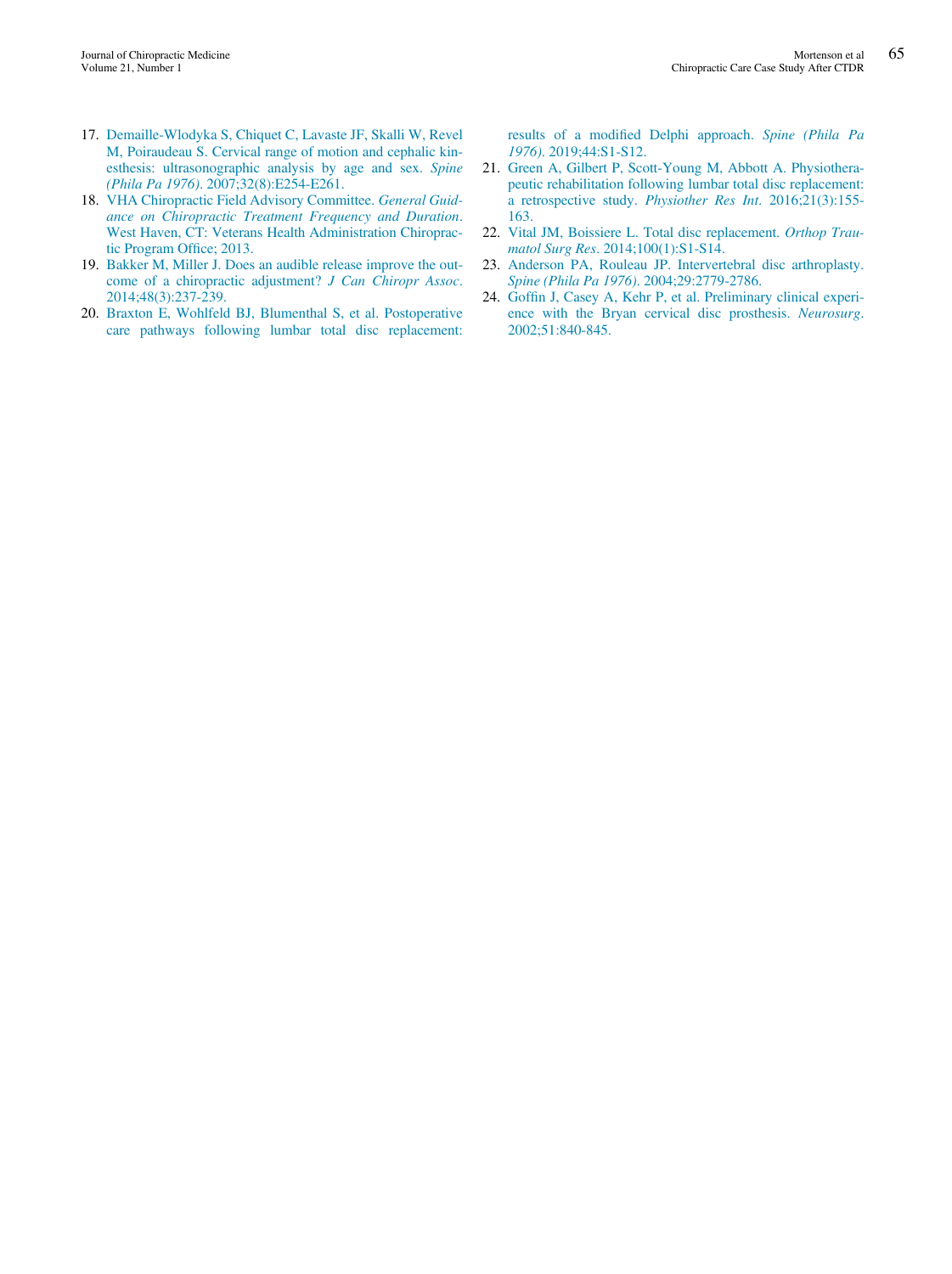17. Demaille-Wlodyka S, Chiquet C, Lavaste JF, Skalli W, Revel M, Poiraudeau S. Cervical range of motion and cephalic kinesthesis: ultrasonographic analysis by age and sex. *Spine (Phila Pa 1976)*. 2007;32(8):E254-E261.
18. VHA Chiropractic Field Advisory Committee. *General Guidance on Chiropractic Treatment Frequency and Duration*. West Haven, CT: Veterans Health Administration Chiropractic Program Office; 2013.
19. Bakker M, Miller J. Does an audible release improve the outcome of a chiropractic adjustment? *J Can Chiropr Assoc*. 2014;48(3):237-239.
20. Braxton E, Wohlfeld BJ, Blumenthal S, et al. Postoperative care pathways following lumbar total disc replacement: results of a modified Delphi approach. *Spine (Phila Pa 1976)*. 2019;44:S1-S12.
21. Green A, Gilbert P, Scott-Young M, Abbott A. Physiotherapeutic rehabilitation following lumbar total disc replacement: a retrospective study. *Physiother Res Int*. 2016;21(3):155-163.
22. Vital JM, Boissiere L. Total disc replacement. *Orthop Traumatol Surg Res*. 2014;100(1):S1-S14.
23. Anderson PA, Rouleau JP. Intervertebral disc arthroplasty. *Spine (Phila Pa 1976)*. 2004;29:2779-2786.
24. Goffin J, Casey A, Kehr P, et al. Preliminary clinical experience with the Bryan cervical disc prosthesis. *Neurosurg*. 2002;51:840-845.